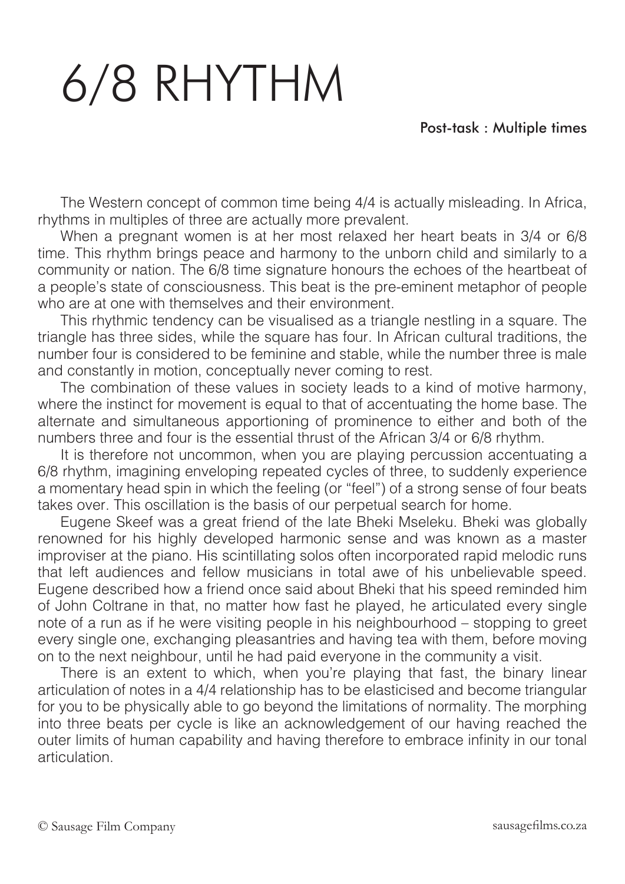# 6/8 RHYTHM

**Post-task : Multiple times**

The Western concept of common time being 4/4 is actually misleading. In Africa, rhythms in multiples of three are actually more prevalent.

When a pregnant women is at her most relaxed her heart beats in 3/4 or 6/8 time. This rhythm brings peace and harmony to the unborn child and similarly to a community or nation. The 6/8 time signature honours the echoes of the heartbeat of a people's state of consciousness. This beat is the pre-eminent metaphor of people who are at one with themselves and their environment.

This rhythmic tendency can be visualised as a triangle nestling in a square. The triangle has three sides, while the square has four. In African cultural traditions, the number four is considered to be feminine and stable, while the number three is male and constantly in motion, conceptually never coming to rest.

The combination of these values in society leads to a kind of motive harmony, where the instinct for movement is equal to that of accentuating the home base. The alternate and simultaneous apportioning of prominence to either and both of the numbers three and four is the essential thrust of the African 3/4 or 6/8 rhythm.

It is therefore not uncommon, when you are playing percussion accentuating a 6/8 rhythm, imagining enveloping repeated cycles of three, to suddenly experience a momentary head spin in which the feeling (or "feel") of a strong sense of four beats takes over. This oscillation is the basis of our perpetual search for home.

Eugene Skeef was a great friend of the late Bheki Mseleku. Bheki was globally renowned for his highly developed harmonic sense and was known as a master improviser at the piano. His scintillating solos often incorporated rapid melodic runs that left audiences and fellow musicians in total awe of his unbelievable speed. Eugene described how a friend once said about Bheki that his speed reminded him of John Coltrane in that, no matter how fast he played, he articulated every single note of a run as if he were visiting people in his neighbourhood – stopping to greet every single one, exchanging pleasantries and having tea with them, before moving on to the next neighbour, until he had paid everyone in the community a visit.

There is an extent to which, when you're playing that fast, the binary linear articulation of notes in a 4/4 relationship has to be elasticised and become triangular for you to be physically able to go beyond the limitations of normality. The morphing into three beats per cycle is like an acknowledgement of our having reached the outer limits of human capability and having therefore to embrace infinity in our tonal articulation.

© Sausage Film Company sausagefilms.co.za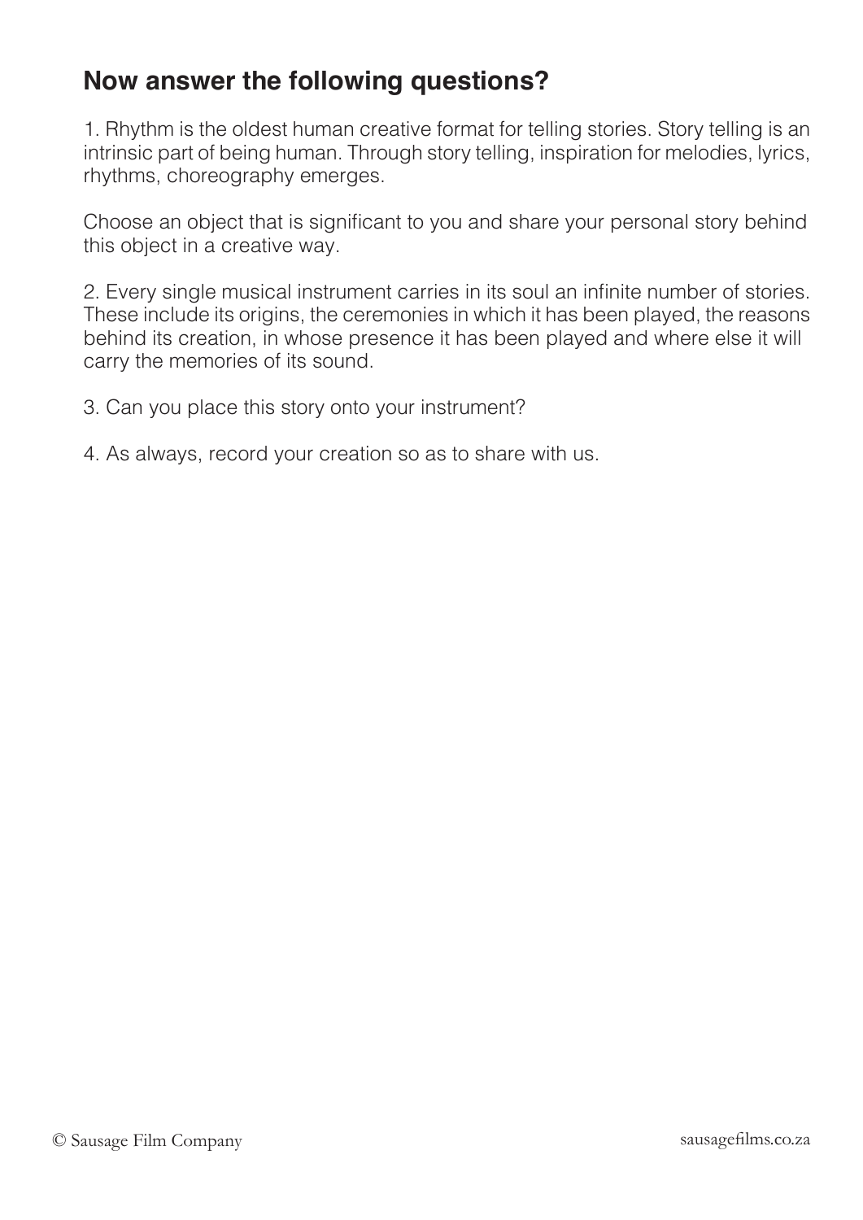## Now answer the following questions?

1. Rhythm is the oldest human creative format for telling stories. Story telling is an intrinsic part of being human. Through story telling, inspiration for melodies, lyrics, rhythms, choreography emerges.

Choose an object that is significant to you and share your personal story behind this object in a creative way.

2. Every single musical instrument carries in its soul an infinite number of stories. These include its origins, the ceremonies in which it has been played, the reasons behind its creation, in whose presence it has been played and where else it will carry the memories of its sound.

3. Can you place this story onto your instrument?

4. As always, record your creation so as to share with us.